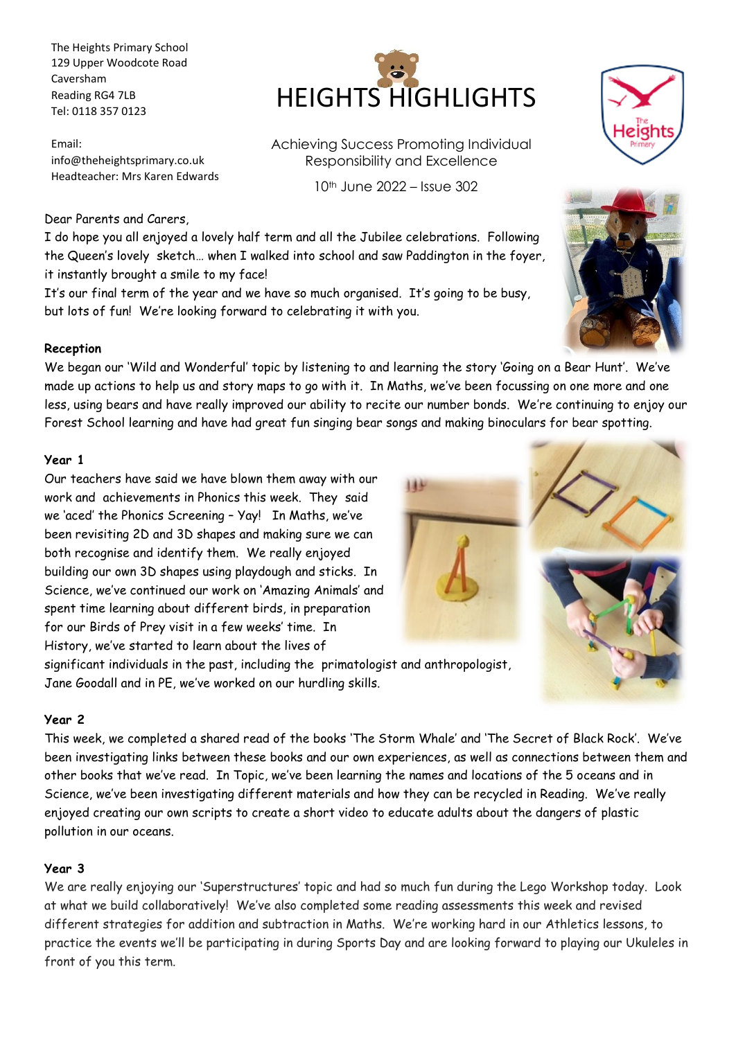The Heights Primary School
129 Upper Woodcote Road
Caversham
Reading RG4 7LB
Tel: 0118 357 0123

Email: info@theheightsprimary.co.uk
Headteacher: Mrs Karen Edwards

# HEIGHTS HIGHLIGHTS

Achieving Success Promoting Individual Responsibility and Excellence

10th June 2022 – Issue 302

Dear Parents and Carers,

I do hope you all enjoyed a lovely half term and all the Jubilee celebrations. Following the Queen's lovely sketch… when I walked into school and saw Paddington in the foyer, it instantly brought a smile to my face!

It's our final term of the year and we have so much organised. It's going to be busy, but lots of fun! We're looking forward to celebrating it with you.

**Reception**

We began our 'Wild and Wonderful' topic by listening to and learning the story 'Going on a Bear Hunt'. We've made up actions to help us and story maps to go with it. In Maths, we've been focussing on one more and one less, using bears and have really improved our ability to recite our number bonds. We're continuing to enjoy our Forest School learning and have had great fun singing bear songs and making binoculars for bear spotting.

**Year 1**

Our teachers have said we have blown them away with our work and achievements in Phonics this week. They said we 'aced' the Phonics Screening – Yay! In Maths, we've been revisiting 2D and 3D shapes and making sure we can both recognise and identify them. We really enjoyed building our own 3D shapes using playdough and sticks. In Science, we've continued our work on 'Amazing Animals' and spent time learning about different birds, in preparation for our Birds of Prey visit in a few weeks' time. In History, we've started to learn about the lives of significant individuals in the past, including the primatologist and anthropologist, Jane Goodall and in PE, we've worked on our hurdling skills.

**Year 2**

This week, we completed a shared read of the books 'The Storm Whale' and 'The Secret of Black Rock'. We've been investigating links between these books and our own experiences, as well as connections between them and other books that we've read. In Topic, we've been learning the names and locations of the 5 oceans and in Science, we've been investigating different materials and how they can be recycled in Reading. We've really enjoyed creating our own scripts to create a short video to educate adults about the dangers of plastic pollution in our oceans.

**Year 3**

We are really enjoying our 'Superstructures' topic and had so much fun during the Lego Workshop today. Look at what we build collaboratively! We've also completed some reading assessments this week and revised different strategies for addition and subtraction in Maths. We're working hard in our Athletics lessons, to practice the events we'll be participating in during Sports Day and are looking forward to playing our Ukuleles in front of you this term.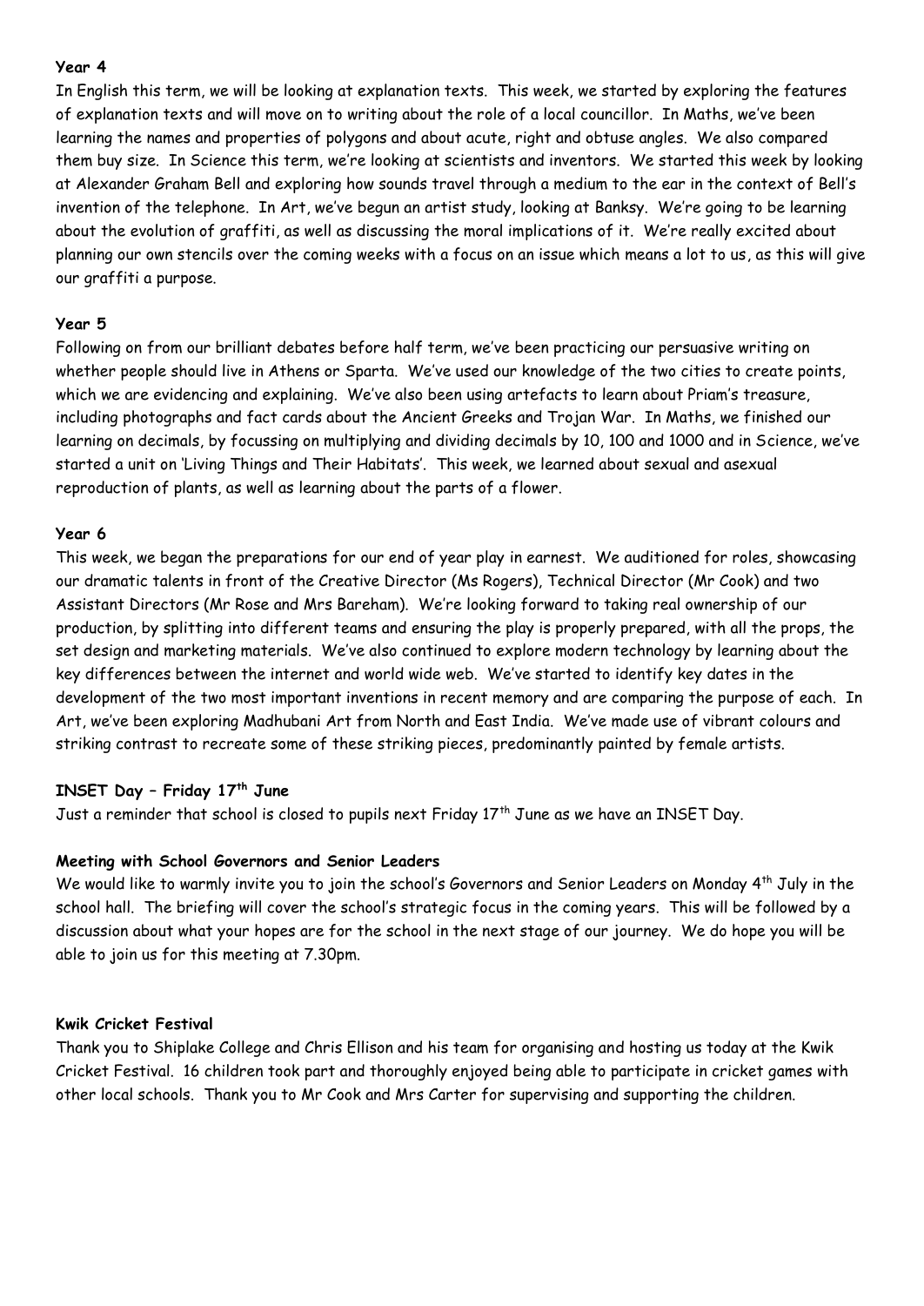**Year 4**

In English this term, we will be looking at explanation texts. This week, we started by exploring the features of explanation texts and will move on to writing about the role of a local councillor. In Maths, we've been learning the names and properties of polygons and about acute, right and obtuse angles. We also compared them buy size. In Science this term, we're looking at scientists and inventors. We started this week by looking at Alexander Graham Bell and exploring how sounds travel through a medium to the ear in the context of Bell's invention of the telephone. In Art, we've begun an artist study, looking at Banksy. We're going to be learning about the evolution of graffiti, as well as discussing the moral implications of it. We're really excited about planning our own stencils over the coming weeks with a focus on an issue which means a lot to us, as this will give our graffiti a purpose.

**Year 5**

Following on from our brilliant debates before half term, we've been practicing our persuasive writing on whether people should live in Athens or Sparta. We've used our knowledge of the two cities to create points, which we are evidencing and explaining. We've also been using artefacts to learn about Priam's treasure, including photographs and fact cards about the Ancient Greeks and Trojan War. In Maths, we finished our learning on decimals, by focussing on multiplying and dividing decimals by 10, 100 and 1000 and in Science, we've started a unit on 'Living Things and Their Habitats'. This week, we learned about sexual and asexual reproduction of plants, as well as learning about the parts of a flower.

**Year 6**

This week, we began the preparations for our end of year play in earnest. We auditioned for roles, showcasing our dramatic talents in front of the Creative Director (Ms Rogers), Technical Director (Mr Cook) and two Assistant Directors (Mr Rose and Mrs Bareham). We're looking forward to taking real ownership of our production, by splitting into different teams and ensuring the play is properly prepared, with all the props, the set design and marketing materials. We've also continued to explore modern technology by learning about the key differences between the internet and world wide web. We've started to identify key dates in the development of the two most important inventions in recent memory and are comparing the purpose of each. In Art, we've been exploring Madhubani Art from North and East India. We've made use of vibrant colours and striking contrast to recreate some of these striking pieces, predominantly painted by female artists.

**INSET Day – Friday 17th June**

Just a reminder that school is closed to pupils next Friday 17th June as we have an INSET Day.

**Meeting with School Governors and Senior Leaders**

We would like to warmly invite you to join the school's Governors and Senior Leaders on Monday 4th July in the school hall. The briefing will cover the school's strategic focus in the coming years. This will be followed by a discussion about what your hopes are for the school in the next stage of our journey. We do hope you will be able to join us for this meeting at 7.30pm.

**Kwik Cricket Festival**

Thank you to Shiplake College and Chris Ellison and his team for organising and hosting us today at the Kwik Cricket Festival. 16 children took part and thoroughly enjoyed being able to participate in cricket games with other local schools. Thank you to Mr Cook and Mrs Carter for supervising and supporting the children.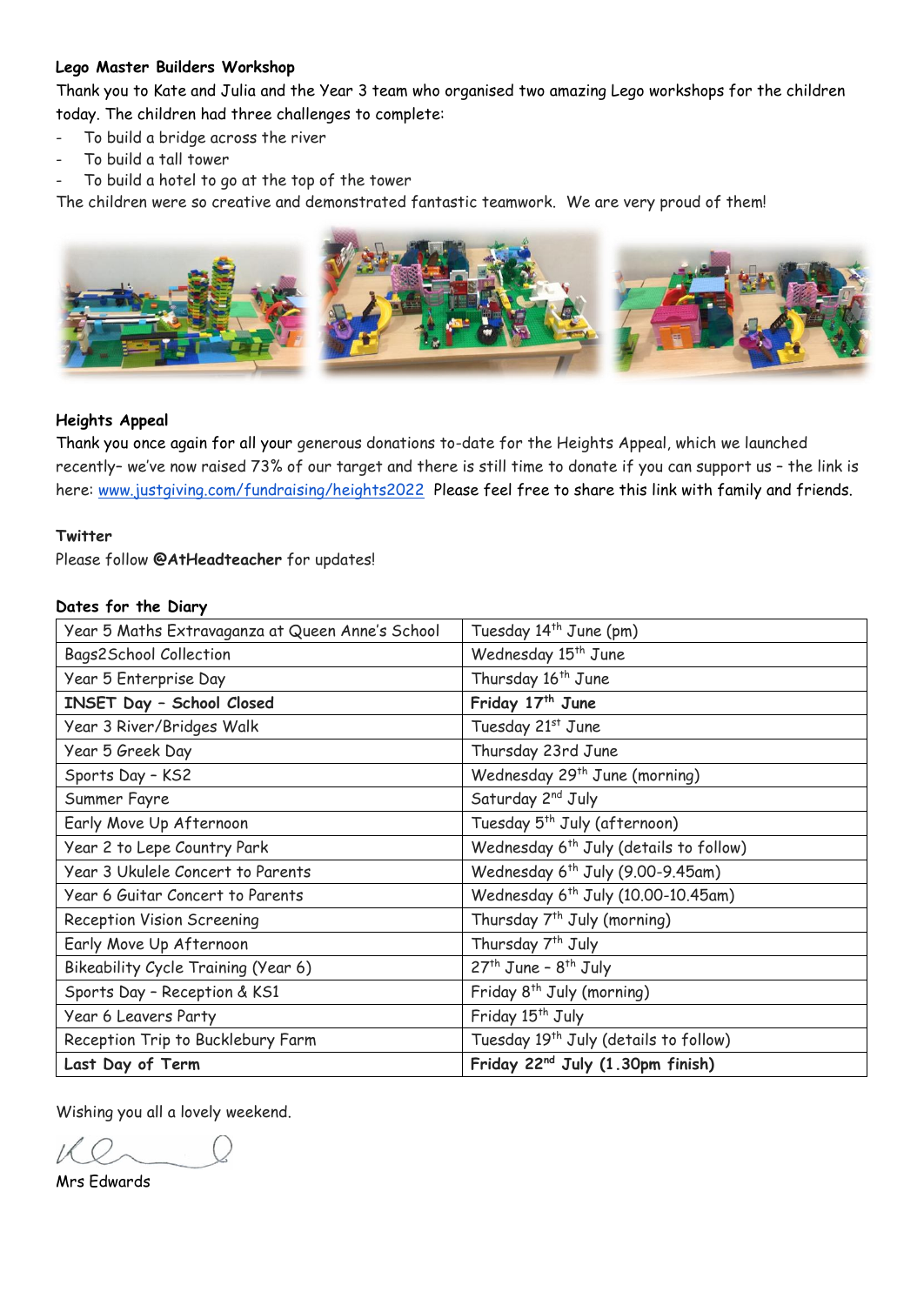**Lego Master Builders Workshop**

Thank you to Kate and Julia and the Year 3 team who organised two amazing Lego workshops for the children today. The children had three challenges to complete:

- To build a bridge across the river
- To build a tall tower
- To build a hotel to go at the top of the tower

The children were so creative and demonstrated fantastic teamwork. We are very proud of them!

**Heights Appeal**

Thank you once again for all your generous donations to-date for the Heights Appeal, which we launched recently– we've now raised 73% of our target and there is still time to donate if you can support us – the link is here: www.justgiving.com/fundraising/heights2022 Please feel free to share this link with family and friends.

**Twitter**

Please follow **@AtHeadteacher** for updates!

**Dates for the Diary**

| | |
|---|---|
| Year 5 Maths Extravaganza at Queen Anne's School | Tuesday 14th June (pm) |
| Bags2School Collection | Wednesday 15th June |
| Year 5 Enterprise Day | Thursday 16th June |
| **INSET Day – School Closed** | **Friday 17th June** |
| Year 3 River/Bridges Walk | Tuesday 21st June |
| Year 5 Greek Day | Thursday 23rd June |
| Sports Day – KS2 | Wednesday 29th June (morning) |
| Summer Fayre | Saturday 2nd July |
| Early Move Up Afternoon | Tuesday 5th July (afternoon) |
| Year 2 to Lepe Country Park | Wednesday 6th July (details to follow) |
| Year 3 Ukulele Concert to Parents | Wednesday 6th July (9.00-9.45am) |
| Year 6 Guitar Concert to Parents | Wednesday 6th July (10.00-10.45am) |
| Reception Vision Screening | Thursday 7th July (morning) |
| Early Move Up Afternoon | Thursday 7th July |
| Bikeability Cycle Training (Year 6) | 27th June – 8th July |
| Sports Day – Reception & KS1 | Friday 8th July (morning) |
| Year 6 Leavers Party | Friday 15th July |
| Reception Trip to Bucklebury Farm | Tuesday 19th July (details to follow) |
| **Last Day of Term** | **Friday 22nd July (1.30pm finish)** |

Wishing you all a lovely weekend.

Mrs Edwards